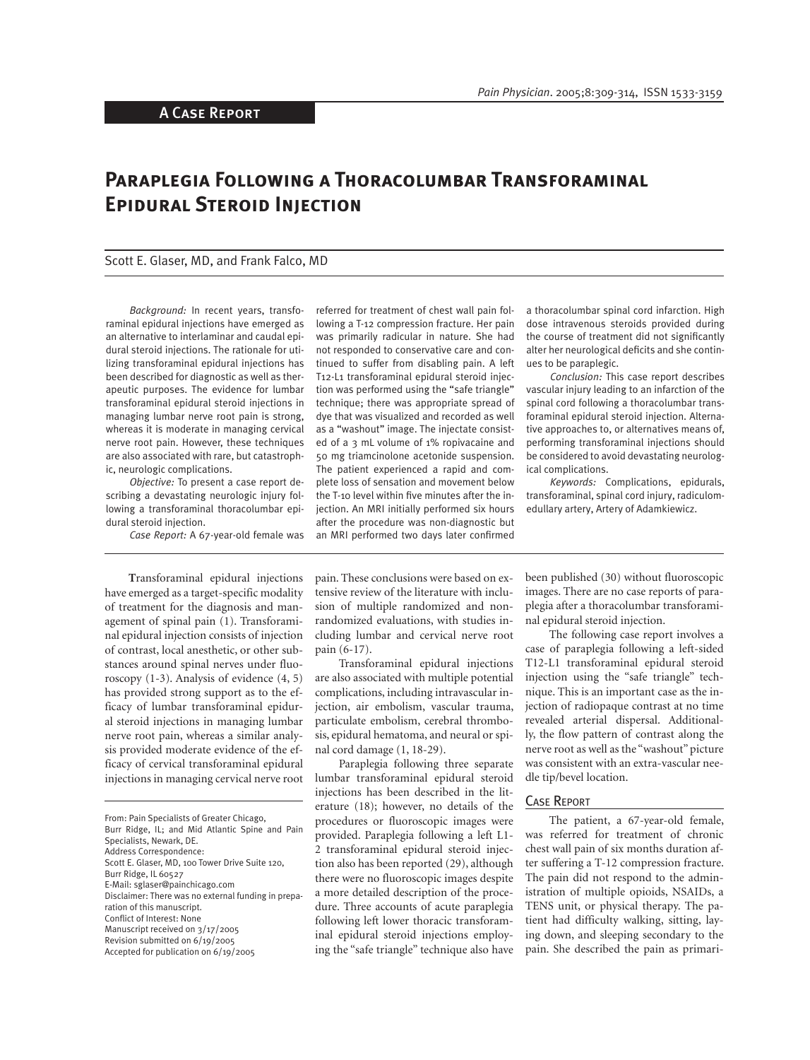A CASE REPORT

# Paraplegia Following a Thoracolumbar Transforaminal Epidural Steroid Injection

Scott E. Glaser, MD, and Frank Falco, MD

*Background:* In recent years, transforaminal epidural injections have emerged as an alternative to interlaminar and caudal epidural steroid injections. The rationale for utilizing transforaminal epidural injections has been described for diagnostic as well as therapeutic purposes. The evidence for lumbar transforaminal epidural steroid injections in managing lumbar nerve root pain is strong, whereas it is moderate in managing cervical nerve root pain. However, these techniques are also associated with rare, but catastrophic, neurologic complications.

*Objective:* To present a case report describing a devastating neurologic injury following a transforaminal thoracolumbar epidural steroid injection.

*Case Report:* A 67-year-old female was referred for treatment of chest wall pain following a T-12 compression fracture. Her pain was primarily radicular in nature. She had not responded to conservative care and continued to suffer from disabling pain. A left T12-L1 transforaminal epidural steroid injection was performed using the "safe triangle" technique; there was appropriate spread of dye that was visualized and recorded as well as a "washout" image. The injectate consisted of a 3 mL volume of 1% ropivacaine and 50 mg triamcinolone acetonide suspension. The patient experienced a rapid and complete loss of sensation and movement below the T-10 level within five minutes after the injection. An MRI initially performed six hours after the procedure was non-diagnostic but an MRI performed two days later confirmed a thoracolumbar spinal cord infarction. High dose intravenous steroids provided during the course of treatment did not significantly alter her neurological deficits and she continues to be paraplegic.

*Conclusion:* This case report describes vascular injury leading to an infarction of the spinal cord following a thoracolumbar transforaminal epidural steroid injection. Alternative approaches to, or alternatives means of, performing transforaminal injections should be considered to avoid devastating neurological complications.

*Keywords:* Complications, epidurals, transforaminal, spinal cord injury, radiculomedullary artery, Artery of Adamkiewicz.

Transforaminal epidural injections have emerged as a target-specific modality of treatment for the diagnosis and management of spinal pain (1). Transforaminal epidural injection consists of injection of contrast, local anesthetic, or other substances around spinal nerves under fluoroscopy (1-3). Analysis of evidence (4, 5) has provided strong support as to the efficacy of lumbar transforaminal epidural steroid injections in managing lumbar nerve root pain, whereas a similar analysis provided moderate evidence of the efficacy of cervical transforaminal epidural injections in managing cervical nerve root pain. These conclusions were based on extensive review of the literature with inclusion of multiple randomized and non-randomized evaluations, with studies including lumbar and cervical nerve root pain (6-17).

Transforaminal epidural injections are also associated with multiple potential complications, including intravascular injection, air embolism, vascular trauma, particulate embolism, cerebral thrombosis, epidural hematoma, and neural or spinal cord damage (1, 18-29).

Paraplegia following three separate lumbar transforaminal epidural steroid injections has been described in the literature (18); however, no details of the procedures or fluoroscopic images were provided. Paraplegia following a left L1-2 transforaminal epidural steroid injection also has been reported (29), although there were no fluoroscopic images despite a more detailed description of the procedure. Three accounts of acute paraplegia following left lower thoracic transforaminal epidural steroid injections employing the "safe triangle" technique also have been published (30) without fluoroscopic images. There are no case reports of paraplegia after a thoracolumbar transforaminal epidural steroid injection.

The following case report involves a case of paraplegia following a left-sided T12-L1 transforaminal epidural steroid injection using the "safe triangle" technique. This is an important case as the injection of radiopaque contrast at no time revealed arterial dispersal. Additionally, the flow pattern of contrast along the nerve root as well as the "washout" picture was consistent with an extra-vascular needle tip/bevel location.

## Case Report

The patient, a 67-year-old female, was referred for treatment of chronic chest wall pain of six months duration after suffering a T-12 compression fracture. The pain did not respond to the administration of multiple opioids, NSAIDs, a TENS unit, or physical therapy. The patient had difficulty walking, sitting, laying down, and sleeping secondary to the pain. She described the pain as primari-

From: Pain Specialists of Greater Chicago, Burr Ridge, IL; and Mid Atlantic Spine and Pain Specialists, Newark, DE.
Address Correspondence:
Scott E. Glaser, MD, 100 Tower Drive Suite 120, Burr Ridge, IL 60527
E-Mail: sglaser@painchicago.com
Disclaimer: There was no external funding in preparation of this manuscript.
Conflict of Interest: None
Manuscript received on 3/17/2005
Revision submitted on 6/19/2005
Accepted for publication on 6/19/2005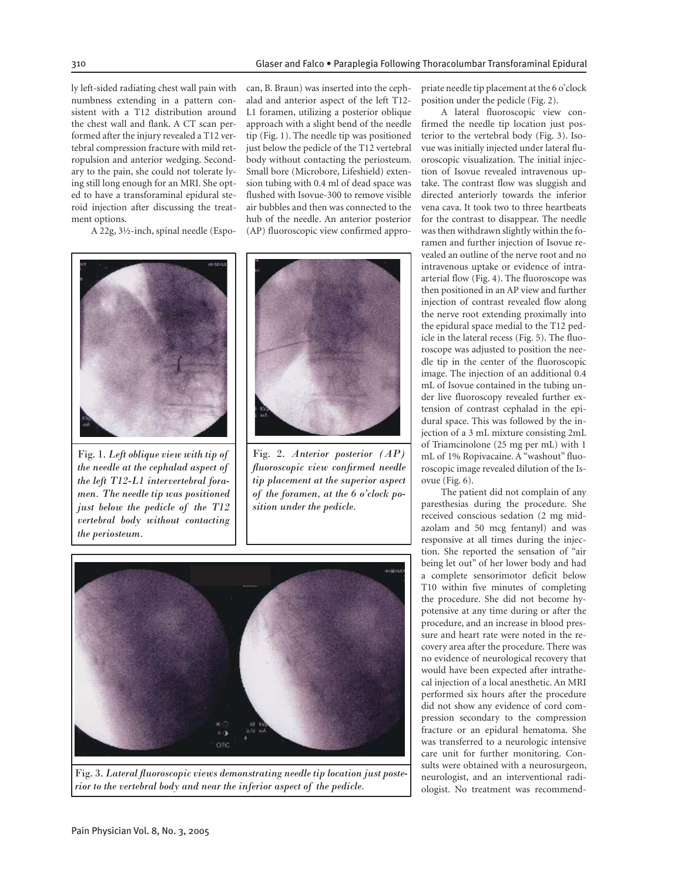ly left-sided radiating chest wall pain with numbness extending in a pattern consistent with a T12 distribution around the chest wall and flank. A CT scan performed after the injury revealed a T12 vertebral compression fracture with mild retropulsion and anterior wedging. Secondary to the pain, she could not tolerate lying still long enough for an MRI. She opted to have a transforaminal epidural steroid injection after discussing the treatment options.

A 22g, 3½-inch, spinal needle (Espocan, B. Braun) was inserted into the cephalad and anterior aspect of the left T12-L1 foramen, utilizing a posterior oblique approach with a slight bend of the needle tip (Fig. 1). The needle tip was positioned just below the pedicle of the T12 vertebral body without contacting the periosteum. Small bore (Microbore, Lifeshield) extension tubing with 0.4 ml of dead space was flushed with Isovue-300 to remove visible air bubbles and then was connected to the hub of the needle. An anterior posterior (AP) fluoroscopic view confirmed appropriate needle tip placement at the 6 o'clock position under the pedicle (Fig. 2).

Fig. 1. *Left oblique view with tip of the needle at the cephalad aspect of the left T12-L1 intervertebral foramen. The needle tip was positioned just below the pedicle of the T12 vertebral body without contacting the periosteum.*

Fig. 2. *Anterior posterior (AP) fluoroscopic view confirmed needle tip placement at the superior aspect of the foramen, at the 6 o'clock position under the pedicle.*

Fig. 3. *Lateral fluoroscopic views demonstrating needle tip location just posterior to the vertebral body and near the inferior aspect of the pedicle.*

A lateral fluoroscopic view confirmed the needle tip location just posterior to the vertebral body (Fig. 3). Isovue was initially injected under lateral fluoroscopic visualization. The initial injection of Isovue revealed intravenous uptake. The contrast flow was sluggish and directed anteriorly towards the inferior vena cava. It took two to three heartbeats for the contrast to disappear. The needle was then withdrawn slightly within the foramen and further injection of Isovue revealed an outline of the nerve root and no intravenous uptake or evidence of intraarterial flow (Fig. 4). The fluoroscope was then positioned in an AP view and further injection of contrast revealed flow along the nerve root extending proximally into the epidural space medial to the T12 pedicle in the lateral recess (Fig. 5). The fluoroscope was adjusted to position the needle tip in the center of the fluoroscopic image. The injection of an additional 0.4 mL of Isovue contained in the tubing under live fluoroscopy revealed further extension of contrast cephalad in the epidural space. This was followed by the injection of a 3 mL mixture consisting 2mL of Triamcinolone (25 mg per mL) with 1 mL of 1% Ropivacaine. A "washout" fluoroscopic image revealed dilution of the Isovue (Fig. 6).

The patient did not complain of any paresthesias during the procedure. She received conscious sedation (2 mg midazolam and 50 mcg fentanyl) and was responsive at all times during the injection. She reported the sensation of "air being let out" of her lower body and had a complete sensorimotor deficit below T10 within five minutes of completing the procedure. She did not become hypotensive at any time during or after the procedure, and an increase in blood pressure and heart rate were noted in the recovery area after the procedure. There was no evidence of neurological recovery that would have been expected after intrathecal injection of a local anesthetic. An MRI performed six hours after the procedure did not show any evidence of cord compression secondary to the compression fracture or an epidural hematoma. She was transferred to a neurologic intensive care unit for further monitoring. Consults were obtained with a neurosurgeon, neurologist, and an interventional radiologist. No treatment was recommend-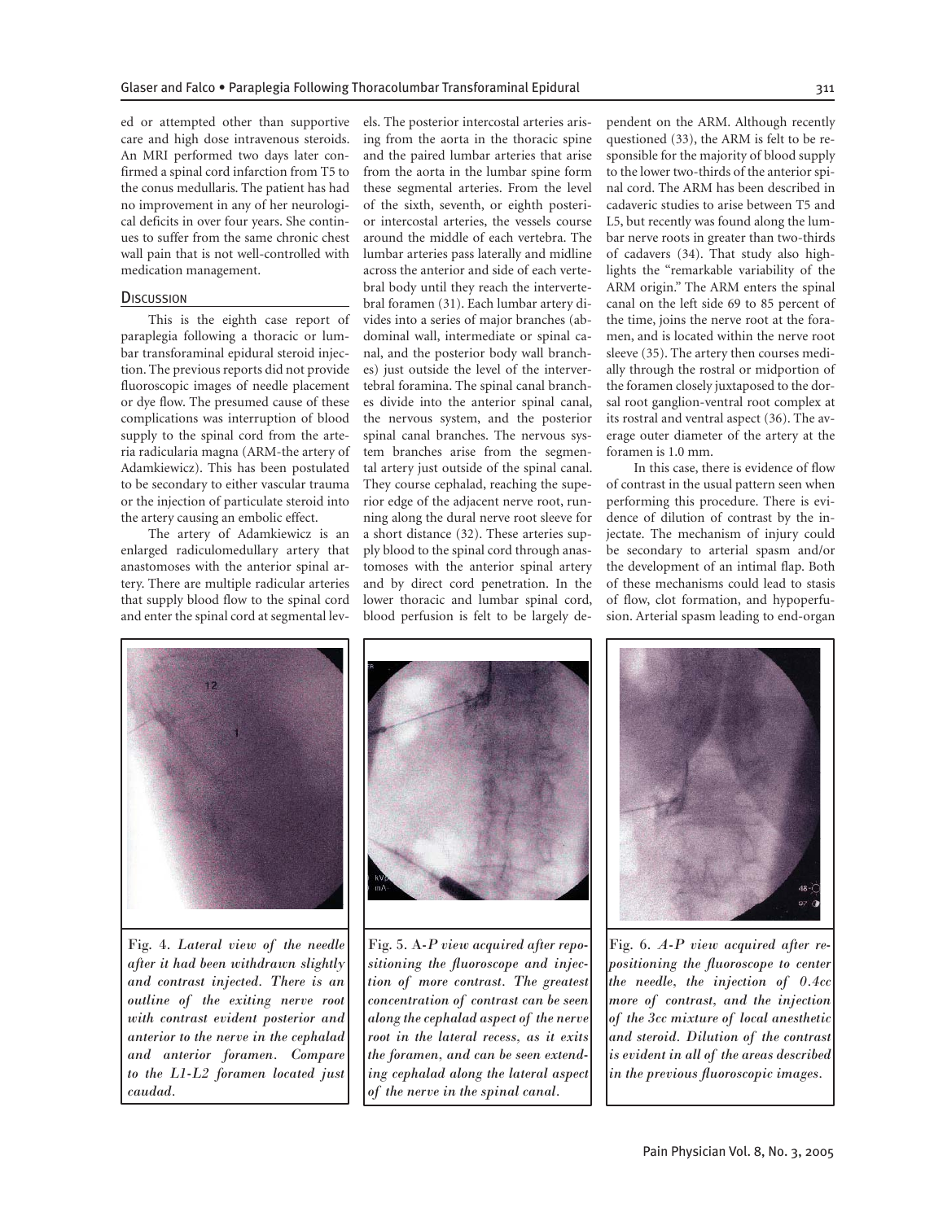ed or attempted other than supportive care and high dose intravenous steroids. An MRI performed two days later confirmed a spinal cord infarction from T5 to the conus medullaris. The patient has had no improvement in any of her neurological deficits in over four years. She continues to suffer from the same chronic chest wall pain that is not well-controlled with medication management.

## Discussion

This is the eighth case report of paraplegia following a thoracic or lumbar transforaminal epidural steroid injection. The previous reports did not provide fluoroscopic images of needle placement or dye flow. The presumed cause of these complications was interruption of blood supply to the spinal cord from the arteria radicularia magna (ARM-the artery of Adamkiewicz). This has been postulated to be secondary to either vascular trauma or the injection of particulate steroid into the artery causing an embolic effect.

The artery of Adamkiewicz is an enlarged radiculomedullary artery that anastomoses with the anterior spinal artery. There are multiple radicular arteries that supply blood flow to the spinal cord and enter the spinal cord at segmental levels. The posterior intercostal arteries arising from the aorta in the thoracic spine and the paired lumbar arteries that arise from the aorta in the lumbar spine form these segmental arteries. From the level of the sixth, seventh, or eighth posterior intercostal arteries, the vessels course around the middle of each vertebra. The lumbar arteries pass laterally and midline across the anterior and side of each vertebral body until they reach the intervertebral foramen (31). Each lumbar artery divides into a series of major branches (abdominal wall, intermediate or spinal canal, and the posterior body wall branches) just outside the level of the intervertebral foramina. The spinal canal branches divide into the anterior spinal canal, the nervous system, and the posterior spinal canal branches. The nervous system branches arise from the segmental artery just outside of the spinal canal. They course cephalad, reaching the superior edge of the adjacent nerve root, running along the dural nerve root sleeve for a short distance (32). These arteries supply blood to the spinal cord through anastomoses with the anterior spinal artery and by direct cord penetration. In the lower thoracic and lumbar spinal cord, blood perfusion is felt to be largely dependent on the ARM. Although recently questioned (33), the ARM is felt to be responsible for the majority of blood supply to the lower two-thirds of the anterior spinal cord. The ARM has been described in cadaveric studies to arise between T5 and L5, but recently was found along the lumbar nerve roots in greater than two-thirds of cadavers (34). That study also highlights the "remarkable variability of the ARM origin." The ARM enters the spinal canal on the left side 69 to 85 percent of the time, joins the nerve root at the foramen, and is located within the nerve root sleeve (35). The artery then courses medially through the rostral or midportion of the foramen closely juxtaposed to the dorsal root ganglion-ventral root complex at its rostral and ventral aspect (36). The average outer diameter of the artery at the foramen is 1.0 mm.

In this case, there is evidence of flow of contrast in the usual pattern seen when performing this procedure. There is evidence of dilution of contrast by the injectate. The mechanism of injury could be secondary to arterial spasm and/or the development of an intimal flap. Both of these mechanisms could lead to stasis of flow, clot formation, and hypoperfusion. Arterial spasm leading to end-organ

Fig. 4. *Lateral view of the needle after it had been withdrawn slightly and contrast injected. There is an outline of the exiting nerve root with contrast evident posterior and anterior to the nerve in the cephalad and anterior foramen. Compare to the L1-L2 foramen located just caudad.*

Fig. 5. *A-P view acquired after repositioning the fluoroscope and injection of more contrast. The greatest concentration of contrast can be seen along the cephalad aspect of the nerve root in the lateral recess, as it exits the foramen, and can be seen extending cephalad along the lateral aspect of the nerve in the spinal canal.*

Fig. 6. *A-P view acquired after repositioning the fluoroscope to center the needle, the injection of 0.4cc more of contrast, and the injection of the 3cc mixture of local anesthetic and steroid. Dilution of the contrast is evident in all of the areas described in the previous fluoroscopic images.*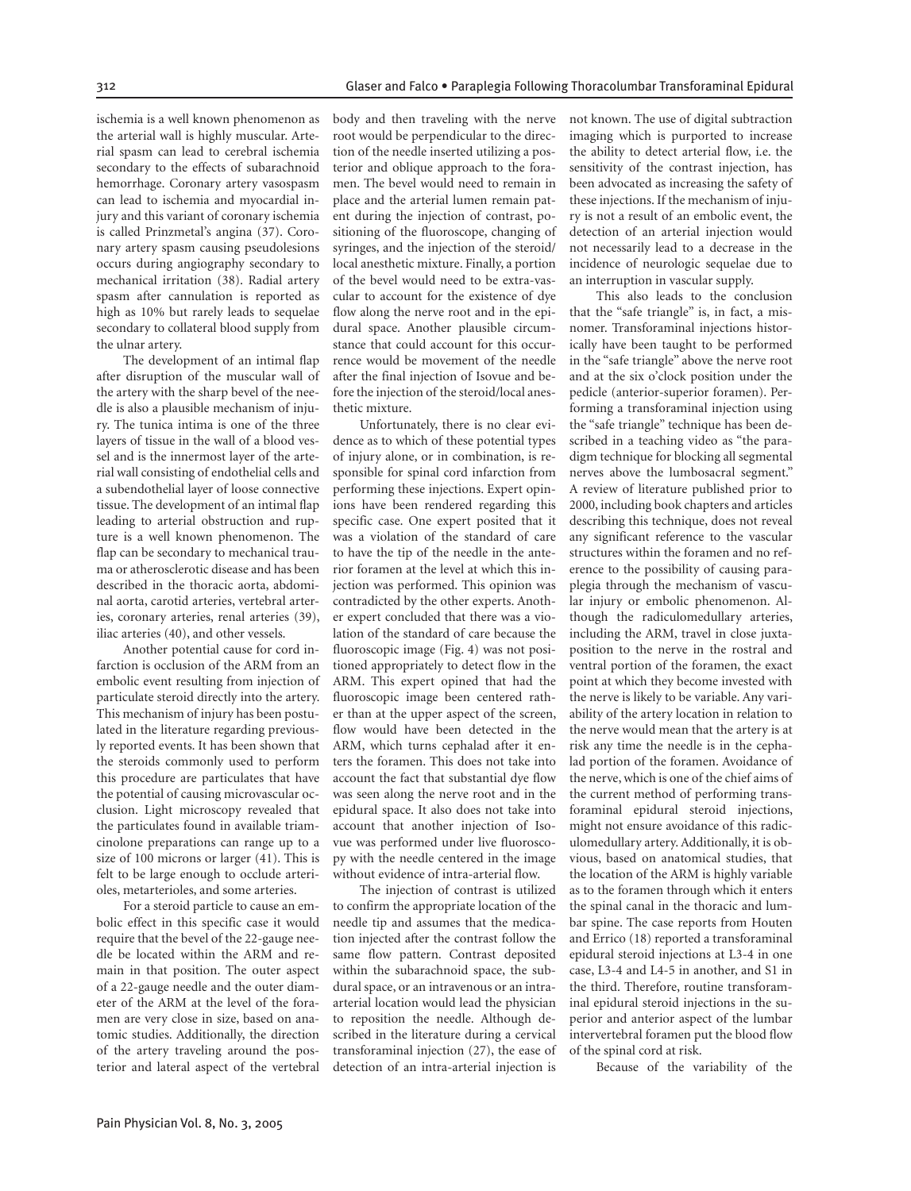ischemia is a well known phenomenon as the arterial wall is highly muscular. Arterial spasm can lead to cerebral ischemia secondary to the effects of subarachnoid hemorrhage. Coronary artery vasospasm can lead to ischemia and myocardial injury and this variant of coronary ischemia is called Prinzmetal's angina (37). Coronary artery spasm causing pseudolesions occurs during angiography secondary to mechanical irritation (38). Radial artery spasm after cannulation is reported as high as 10% but rarely leads to sequelae secondary to collateral blood supply from the ulnar artery.

The development of an intimal flap after disruption of the muscular wall of the artery with the sharp bevel of the needle is also a plausible mechanism of injury. The tunica intima is one of the three layers of tissue in the wall of a blood vessel and is the innermost layer of the arterial wall consisting of endothelial cells and a subendothelial layer of loose connective tissue. The development of an intimal flap leading to arterial obstruction and rupture is a well known phenomenon. The flap can be secondary to mechanical trauma or atherosclerotic disease and has been described in the thoracic aorta, abdominal aorta, carotid arteries, vertebral arteries, coronary arteries, renal arteries (39), iliac arteries (40), and other vessels.

Another potential cause for cord infarction is occlusion of the ARM from an embolic event resulting from injection of particulate steroid directly into the artery. This mechanism of injury has been postulated in the literature regarding previously reported events. It has been shown that the steroids commonly used to perform this procedure are particulates that have the potential of causing microvascular occlusion. Light microscopy revealed that the particulates found in available triamcinolone preparations can range up to a size of 100 microns or larger (41). This is felt to be large enough to occlude arterioles, metarterioles, and some arteries.

For a steroid particle to cause an embolic effect in this specific case it would require that the bevel of the 22-gauge needle be located within the ARM and remain in that position. The outer aspect of a 22-gauge needle and the outer diameter of the ARM at the level of the foramen are very close in size, based on anatomic studies. Additionally, the direction of the artery traveling around the posterior and lateral aspect of the vertebral body and then traveling with the nerve root would be perpendicular to the direction of the needle inserted utilizing a posterior and oblique approach to the foramen. The bevel would need to remain in place and the arterial lumen remain patent during the injection of contrast, positioning of the fluoroscope, changing of syringes, and the injection of the steroid/local anesthetic mixture. Finally, a portion of the bevel would need to be extra-vascular to account for the existence of dye flow along the nerve root and in the epidural space. Another plausible circumstance that could account for this occurrence would be movement of the needle after the final injection of Isovue and before the injection of the steroid/local anesthetic mixture.

Unfortunately, there is no clear evidence as to which of these potential types of injury alone, or in combination, is responsible for spinal cord infarction from performing these injections. Expert opinions have been rendered regarding this specific case. One expert posited that it was a violation of the standard of care to have the tip of the needle in the anterior foramen at the level at which this injection was performed. This opinion was contradicted by the other experts. Another expert concluded that there was a violation of the standard of care because the fluoroscopic image (Fig. 4) was not positioned appropriately to detect flow in the ARM. This expert opined that had the fluoroscopic image been centered rather than at the upper aspect of the screen, flow would have been detected in the ARM, which turns cephalad after it enters the foramen. This does not take into account the fact that substantial dye flow was seen along the nerve root and in the epidural space. It also does not take into account that another injection of Isovue was performed under live fluoroscopy with the needle centered in the image without evidence of intra-arterial flow.

The injection of contrast is utilized to confirm the appropriate location of the needle tip and assumes that the medication injected after the contrast follow the same flow pattern. Contrast deposited within the subarachnoid space, the subdural space, or an intravenous or an intraarterial location would lead the physician to reposition the needle. Although described in the literature during a cervical transforaminal injection (27), the ease of detection of an intra-arterial injection is not known. The use of digital subtraction imaging which is purported to increase the ability to detect arterial flow, i.e. the sensitivity of the contrast injection, has been advocated as increasing the safety of these injections. If the mechanism of injury is not a result of an embolic event, the detection of an arterial injection would not necessarily lead to a decrease in the incidence of neurologic sequelae due to an interruption in vascular supply.

This also leads to the conclusion that the "safe triangle" is, in fact, a misnomer. Transforaminal injections historically have been taught to be performed in the "safe triangle" above the nerve root and at the six o'clock position under the pedicle (anterior-superior foramen). Performing a transforaminal injection using the "safe triangle" technique has been described in a teaching video as "the paradigm technique for blocking all segmental nerves above the lumbosacral segment." A review of literature published prior to 2000, including book chapters and articles describing this technique, does not reveal any significant reference to the vascular structures within the foramen and no reference to the possibility of causing paraplegia through the mechanism of vascular injury or embolic phenomenon. Although the radiculomedullary arteries, including the ARM, travel in close juxtaposition to the nerve in the rostral and ventral portion of the foramen, the exact point at which they become invested with the nerve is likely to be variable. Any variability of the artery location in relation to the nerve would mean that the artery is at risk any time the needle is in the cephalad portion of the foramen. Avoidance of the nerve, which is one of the chief aims of the current method of performing transforaminal epidural steroid injections, might not ensure avoidance of this radiculomedullary artery. Additionally, it is obvious, based on anatomical studies, that the location of the ARM is highly variable as to the foramen through which it enters the spinal canal in the thoracic and lumbar spine. The case reports from Houten and Errico (18) reported a transforaminal epidural steroid injections at L3-4 in one case, L3-4 and L4-5 in another, and S1 in the third. Therefore, routine transforaminal epidural steroid injections in the superior and anterior aspect of the lumbar intervertebral foramen put the blood flow of the spinal cord at risk.

Because of the variability of the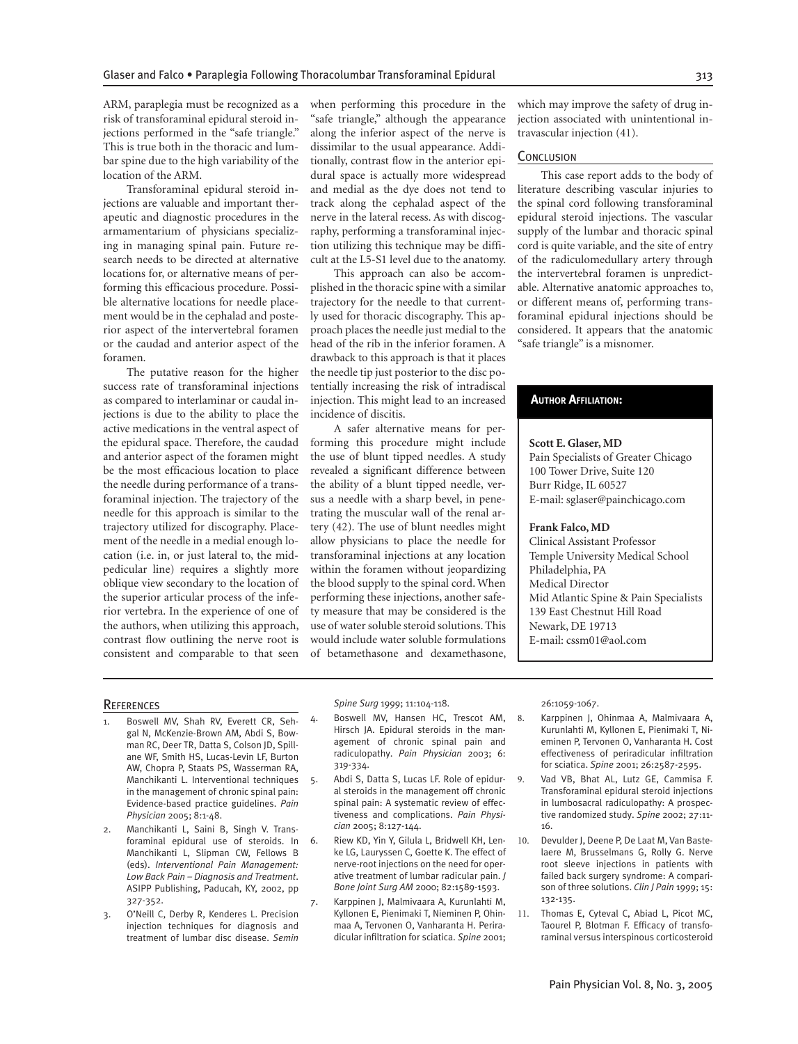ARM, paraplegia must be recognized as a risk of transforaminal epidural steroid injections performed in the "safe triangle." This is true both in the thoracic and lumbar spine due to the high variability of the location of the ARM.

Transforaminal epidural steroid injections are valuable and important therapeutic and diagnostic procedures in the armamentarium of physicians specializing in managing spinal pain. Future research needs to be directed at alternative locations for, or alternative means of performing this efficacious procedure. Possible alternative locations for needle placement would be in the cephalad and posterior aspect of the intervertebral foramen or the caudad and anterior aspect of the foramen.

The putative reason for the higher success rate of transforaminal injections as compared to interlaminar or caudal injections is due to the ability to place the active medications in the ventral aspect of the epidural space. Therefore, the caudad and anterior aspect of the foramen might be the most efficacious location to place the needle during performance of a transforaminal injection. The trajectory of the needle for this approach is similar to the trajectory utilized for discography. Placement of the needle in a medial enough location (i.e. in, or just lateral to, the midpedicular line) requires a slightly more oblique view secondary to the location of the superior articular process of the inferior vertebra. In the experience of one of the authors, when utilizing this approach, contrast flow outlining the nerve root is consistent and comparable to that seen when performing this procedure in the "safe triangle," although the appearance along the inferior aspect of the nerve is dissimilar to the usual appearance. Additionally, contrast flow in the anterior epidural space is actually more widespread and medial as the dye does not tend to track along the cephalad aspect of the nerve in the lateral recess. As with discography, performing a transforaminal injection utilizing this technique may be difficult at the L5-S1 level due to the anatomy.

This approach can also be accomplished in the thoracic spine with a similar trajectory for the needle to that currently used for thoracic discography. This approach places the needle just medial to the head of the rib in the inferior foramen. A drawback to this approach is that it places the needle tip just posterior to the disc potentially increasing the risk of intradiscal injection. This might lead to an increased incidence of discitis.

A safer alternative means for performing this procedure might include the use of blunt tipped needles. A study revealed a significant difference between the ability of a blunt tipped needle, versus a needle with a sharp bevel, in penetrating the muscular wall of the renal artery (42). The use of blunt needles might allow physicians to place the needle for transforaminal injections at any location within the foramen without jeopardizing the blood supply to the spinal cord. When performing these injections, another safety measure that may be considered is the use of water soluble steroid solutions. This would include water soluble formulations of betamethasone and dexamethasone, which may improve the safety of drug injection associated with unintentional intravascular injection (41).

## Conclusion

This case report adds to the body of literature describing vascular injuries to the spinal cord following transforaminal epidural steroid injections. The vascular supply of the lumbar and thoracic spinal cord is quite variable, and the site of entry of the radiculomedullary artery through the intervertebral foramen is unpredictable. Alternative anatomic approaches to, or different means of, performing transforaminal epidural injections should be considered. It appears that the anatomic "safe triangle" is a misnomer.

### Author Affiliation:

**Scott E. Glaser, MD**
Pain Specialists of Greater Chicago
100 Tower Drive, Suite 120
Burr Ridge, IL 60527
E-mail: sglaser@painchicago.com

**Frank Falco, MD**
Clinical Assistant Professor
Temple University Medical School
Philadelphia, PA
Medical Director
Mid Atlantic Spine & Pain Specialists
139 East Chestnut Hill Road
Newark, DE 19713
E-mail: cssm01@aol.com

## References

1. Boswell MV, Shah RV, Everett CR, Sehgal N, McKenzie-Brown AM, Abdi S, Bowman RC, Deer TR, Datta S, Colson JD, Spillane WF, Smith HS, Lucas-Levin LF, Burton AW, Chopra P, Staats PS, Wasserman RA, Manchikanti L. Interventional techniques in the management of chronic spinal pain: Evidence-based practice guidelines. *Pain Physician* 2005; 8:1-48.
2. Manchikanti L, Saini B, Singh V. Transforaminal epidural use of steroids. In Manchikanti L, Slipman CW, Fellows B (eds). *Interventional Pain Management: Low Back Pain – Diagnosis and Treatment*. ASIPP Publishing, Paducah, KY, 2002, pp 327-352.
3. O'Neill C, Derby R, Kenderes L. Precision injection techniques for diagnosis and treatment of lumbar disc disease. *Semin Spine Surg* 1999; 11:104-118.
4. Boswell MV, Hansen HC, Trescot AM, Hirsch JA. Epidural steroids in the management of chronic spinal pain and radiculopathy. *Pain Physician* 2003; 6: 319-334.
5. Abdi S, Datta S, Lucas LF. Role of epidural steroids in the management off chronic spinal pain: A systematic review of effectiveness and complications. *Pain Physician* 2005; 8:127-144.
6. Riew KD, Yin Y, Gilula L, Bridwell KH, Lenke LG, Lauryssen C, Goette K. The effect of nerve-root injections on the need for operative treatment of lumbar radicular pain. *J Bone Joint Surg AM* 2000; 82:1589-1593.
7. Karppinen J, Malmivaara A, Kurunlahti M, Kyllonen E, Pienimaki T, Nieminen P, Ohinmaa A, Tervonen O, Vanharanta H. Periradicular infiltration for sciatica. *Spine* 2001; 26:1059-1067.
8. Karppinen J, Ohinmaa A, Malmivaara A, Kurunlahti M, Kyllonen E, Pienimaki T, Nieminen P, Tervonen O, Vanharanta H. Cost effectiveness of periradicular infiltration for sciatica. *Spine* 2001; 26:2587-2595.
9. Vad VB, Bhat AL, Lutz GE, Cammisa F. Transforaminal epidural steroid injections in lumbosacral radiculopathy: A prospective randomized study. *Spine* 2002; 27:11-16.
10. Devulder J, Deene P, De Laat M, Van Bastelaere M, Brusselmans G, Rolly G. Nerve root sleeve injections in patients with failed back surgery syndrome: A comparison of three solutions. *Clin J Pain* 1999; 15: 132-135.
11. Thomas E, Cyteval C, Abiad L, Picot MC, Taourel P, Blotman F. Efficacy of transforaminal versus interspinous corticosteroid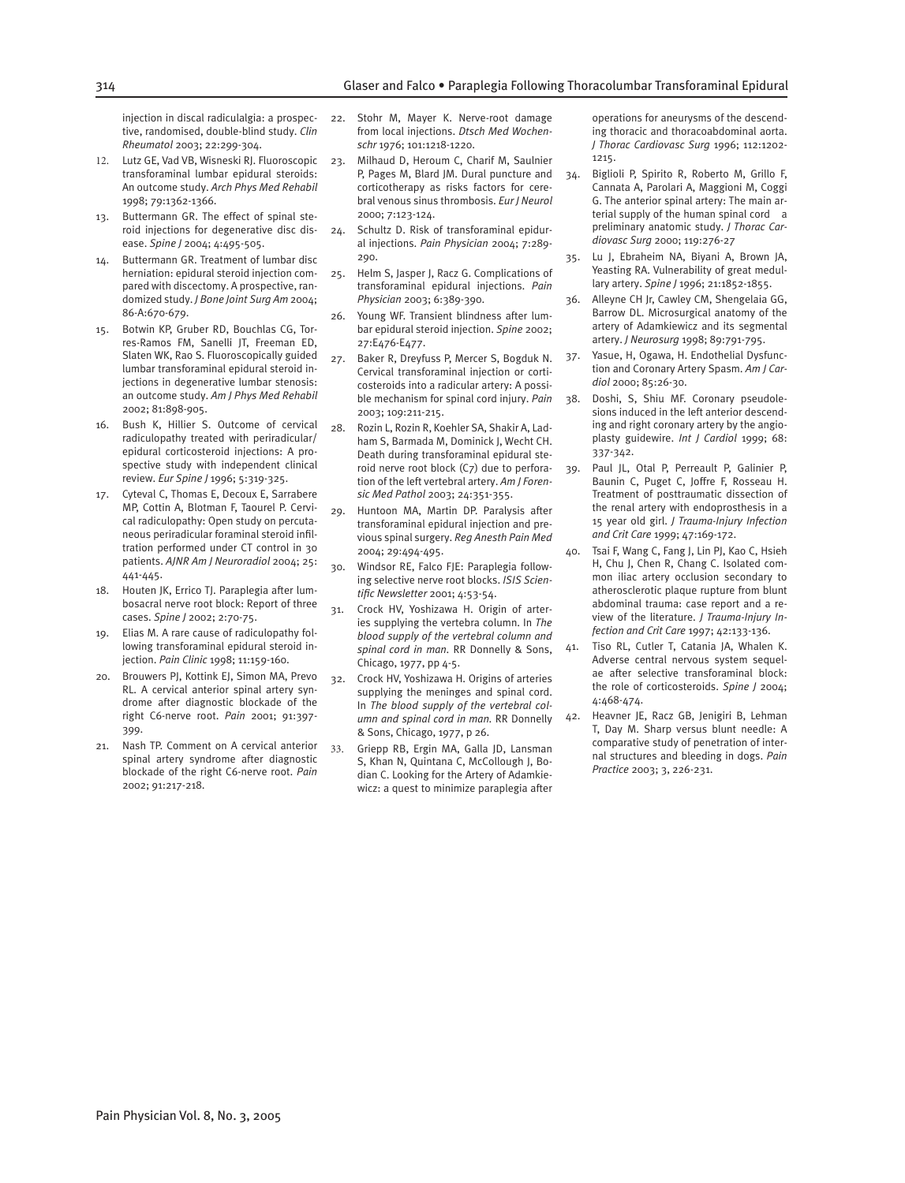injection in discal radiculalgia: a prospective, randomised, double-blind study. *Clin Rheumatol* 2003; 22:299-304.

12. Lutz GE, Vad VB, Wisneski RJ. Fluoroscopic transforaminal lumbar epidural steroids: An outcome study. *Arch Phys Med Rehabil* 1998; 79:1362-1366.
13. Buttermann GR. The effect of spinal steroid injections for degenerative disc disease. *Spine J* 2004; 4:495-505.
14. Buttermann GR. Treatment of lumbar disc herniation: epidural steroid injection compared with discectomy. A prospective, randomized study. *J Bone Joint Surg Am* 2004; 86-A:670-679.
15. Botwin KP, Gruber RD, Bouchlas CG, Torres-Ramos FM, Sanelli JT, Freeman ED, Slaten WK, Rao S. Fluoroscopically guided lumbar transforaminal epidural steroid injections in degenerative lumbar stenosis: an outcome study. *Am J Phys Med Rehabil* 2002; 81:898-905.
16. Bush K, Hillier S. Outcome of cervical radiculopathy treated with periradicular/epidural corticosteroid injections: A prospective study with independent clinical review. *Eur Spine J* 1996; 5:319-325.
17. Cyteval C, Thomas E, Decoux E, Sarrabere MP, Cottin A, Blotman F, Taourel P. Cervical radiculopathy: Open study on percutaneous periradicular foraminal steroid infiltration performed under CT control in 30 patients. *AJNR Am J Neuroradiol* 2004; 25: 441-445.
18. Houten JK, Errico TJ. Paraplegia after lumbosacral nerve root block: Report of three cases. *Spine J* 2002; 2:70-75.
19. Elias M. A rare cause of radiculopathy following transforaminal epidural steroid injection. *Pain Clinic* 1998; 11:159-160.
20. Brouwers PJ, Kottink EJ, Simon MA, Prevo RL. A cervical anterior spinal artery syndrome after diagnostic blockade of the right C6-nerve root. *Pain* 2001; 91:397-399.
21. Nash TP. Comment on A cervical anterior spinal artery syndrome after diagnostic blockade of the right C6-nerve root. *Pain* 2002; 91:217-218.
22. Stohr M, Mayer K. Nerve-root damage from local injections. *Dtsch Med Wochenschr* 1976; 101:1218-1220.
23. Milhaud D, Heroum C, Charif M, Saulnier P, Pages M, Blard JM. Dural puncture and corticotherapy as risks factors for cerebral venous sinus thrombosis. *Eur J Neurol* 2000; 7:123-124.
24. Schultz D. Risk of transforaminal epidural injections. *Pain Physician* 2004; 7:289-290.
25. Helm S, Jasper J, Racz G. Complications of transforaminal epidural injections. *Pain Physician* 2003; 6:389-390.
26. Young WF. Transient blindness after lumbar epidural steroid injection. *Spine* 2002; 27:E476-E477.
27. Baker R, Dreyfuss P, Mercer S, Bogduk N. Cervical transforaminal injection or corticosteroids into a radicular artery: A possible mechanism for spinal cord injury. *Pain* 2003; 109:211-215.
28. Rozin L, Rozin R, Koehler SA, Shakir A, Ladham S, Barmada M, Dominick J, Wecht CH. Death during transforaminal epidural steroid nerve root block (C7) due to perforation of the left vertebral artery. *Am J Forensic Med Pathol* 2003; 24:351-355.
29. Huntoon MA, Martin DP. Paralysis after transforaminal epidural injection and previous spinal surgery. *Reg Anesth Pain Med* 2004; 29:494-495.
30. Windsor RE, Falco FJE: Paraplegia following selective nerve root blocks. *ISIS Scientific Newsletter* 2001; 4:53-54.
31. Crock HV, Yoshizawa H. Origin of arteries supplying the vertebra column. In *The blood supply of the vertebral column and spinal cord in man.* RR Donnelly & Sons, Chicago, 1977, pp 4-5.
32. Crock HV, Yoshizawa H. Origins of arteries supplying the meninges and spinal cord. In *The blood supply of the vertebral column and spinal cord in man.* RR Donnelly & Sons, Chicago, 1977, p 26.
33. Griepp RB, Ergin MA, Galla JD, Lansman S, Khan N, Quintana C, McCollough J, Bodian C. Looking for the Artery of Adamkiewicz: a quest to minimize paraplegia after operations for aneurysms of the descending thoracic and thoracoabdominal aorta. *J Thorac Cardiovasc Surg* 1996; 112:1202-1215.
34. Biglioli P, Spirito R, Roberto M, Grillo F, Cannata A, Parolari A, Maggioni M, Coggi G. The anterior spinal artery: The main arterial supply of the human spinal cord a preliminary anatomic study. *J Thorac Cardiovasc Surg* 2000; 119:276-27
35. Lu J, Ebraheim NA, Biyani A, Brown JA, Yeasting RA. Vulnerability of great medullary artery. *Spine J* 1996; 21:1852-1855.
36. Alleyne CH Jr, Cawley CM, Shengelaia GG, Barrow DL. Microsurgical anatomy of the artery of Adamkiewicz and its segmental artery. *J Neurosurg* 1998; 89:791-795.
37. Yasue, H, Ogawa, H. Endothelial Dysfunction and Coronary Artery Spasm. *Am J Cardiol* 2000; 85:26-30.
38. Doshi, S, Shiu MF. Coronary pseudolesions induced in the left anterior descending and right coronary artery by the angioplasty guidewire. *Int J Cardiol* 1999; 68: 337-342.
39. Paul JL, Otal P, Perreault P, Galinier P, Baunin C, Puget C, Joffre F, Rosseau H. Treatment of posttraumatic dissection of the renal artery with endoprosthesis in a 15 year old girl. *J Trauma-Injury Infection and Crit Care* 1999; 47:169-172.
40. Tsai F, Wang C, Fang J, Lin PJ, Kao C, Hsieh H, Chu J, Chen R, Chang C. Isolated common iliac artery occlusion secondary to atherosclerotic plaque rupture from blunt abdominal trauma: case report and a review of the literature. *J Trauma-Injury Infection and Crit Care* 1997; 42:133-136.
41. Tiso RL, Cutler T, Catania JA, Whalen K. Adverse central nervous system sequelae after selective transforaminal block: the role of corticosteroids. *Spine J* 2004; 4:468-474.
42. Heavner JE, Racz GB, Jenigiri B, Lehman T, Day M. Sharp versus blunt needle: A comparative study of penetration of internal structures and bleeding in dogs. *Pain Practice* 2003; 3, 226-231.